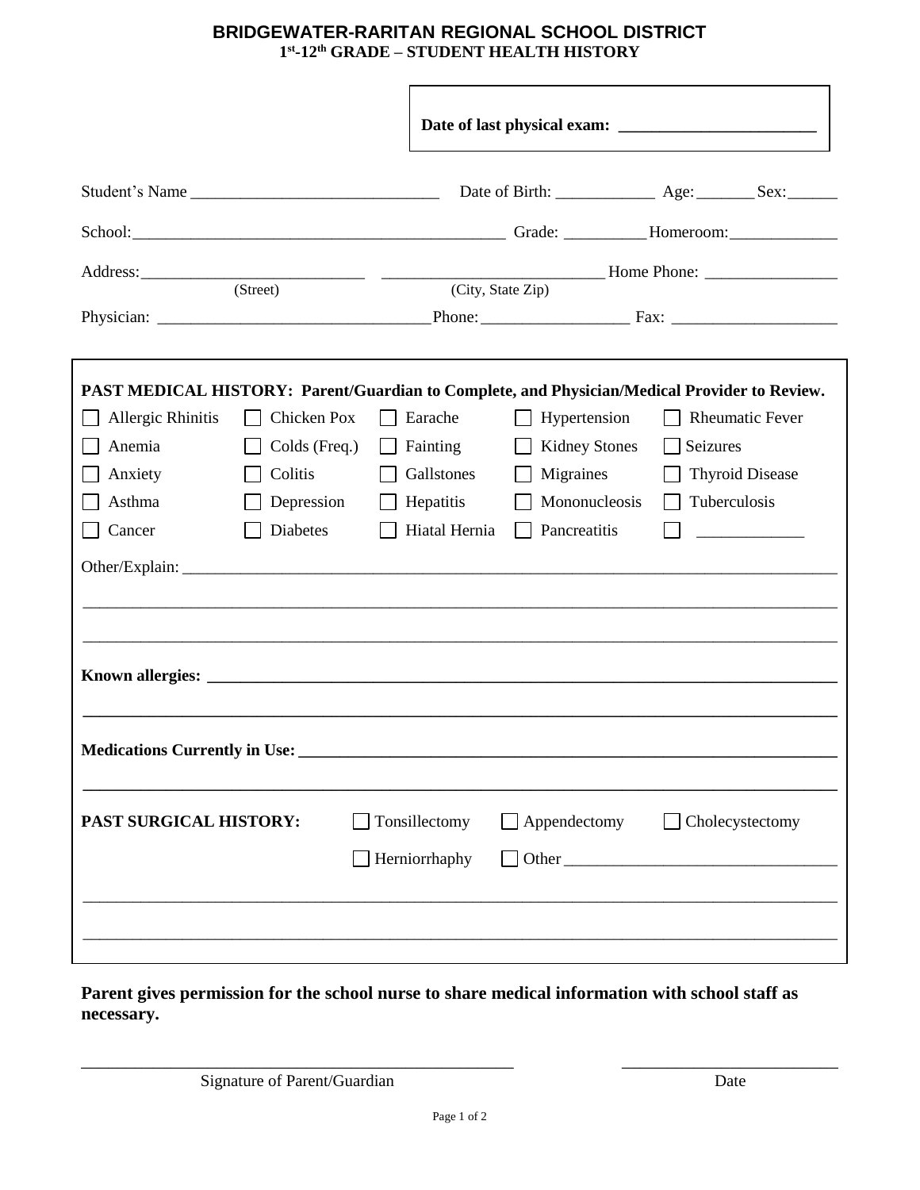# BRIDGEWATER-RARITAN REGIONAL SCHOOL DISTRICT

## 1st-12th GRADE – STUDENT HEALTH HISTORY

**Date of last physical exam: \_\_\_\_\_\_\_\_\_\_\_\_\_\_\_\_\_\_\_\_\_\_\_**

Student's Name \_\_\_\_\_\_\_\_\_\_\_\_\_\_\_\_\_\_\_\_\_\_\_\_\_\_\_\_\_\_ Date of Birth: \_\_\_\_\_\_\_\_\_\_\_\_ Age: \_\_\_\_\_\_\_ Sex: \_\_\_\_\_\_

School: \_\_\_\_\_\_\_\_\_\_\_\_\_\_\_\_\_\_\_\_\_\_\_\_\_\_\_\_\_\_\_\_\_\_\_\_\_\_\_\_\_\_\_\_\_ Grade: \_\_\_\_\_\_\_\_\_\_ Homeroom: \_\_\_\_\_\_\_\_\_\_\_\_\_

Address: \_\_\_\_\_\_\_\_\_\_\_\_\_\_\_\_\_\_\_\_\_\_\_\_\_\_\_ (Street) \_\_\_\_\_\_\_\_\_\_\_\_\_\_\_\_\_\_\_\_\_\_\_\_\_\_ (City, State Zip) Home Phone: \_\_\_\_\_\_\_\_\_\_\_\_\_\_\_\_

Physician: \_\_\_\_\_\_\_\_\_\_\_\_\_\_\_\_\_\_\_\_\_\_\_\_\_\_\_\_\_\_\_\_\_ Phone: \_\_\_\_\_\_\_\_\_\_\_\_\_\_\_\_\_\_ Fax: \_\_\_\_\_\_\_\_\_\_\_\_\_\_\_\_\_\_\_\_

**PAST MEDICAL HISTORY: Parent/Guardian to Complete, and Physician/Medical Provider to Review.**

| | | | | |
|---|---|---|---|---|
| ☐ Allergic Rhinitis | ☐ Chicken Pox | ☐ Earache | ☐ Hypertension | ☐ Rheumatic Fever |
| ☐ Anemia | ☐ Colds (Freq.) | ☐ Fainting | ☐ Kidney Stones | ☐ Seizures |
| ☐ Anxiety | ☐ Colitis | ☐ Gallstones | ☐ Migraines | ☐ Thyroid Disease |
| ☐ Asthma | ☐ Depression | ☐ Hepatitis | ☐ Mononucleosis | ☐ Tuberculosis |
| ☐ Cancer | ☐ Diabetes | ☐ Hiatal Hernia | ☐ Pancreatitis | ☐ \_\_\_\_\_\_\_\_\_\_\_\_\_ |

Other/Explain: \_\_\_\_\_\_\_\_\_\_\_\_\_\_\_\_\_\_\_\_\_\_\_\_\_\_\_\_\_\_\_\_\_\_\_\_\_\_\_\_\_\_\_\_\_\_\_\_\_\_\_\_\_\_\_\_\_\_\_\_\_\_\_\_\_\_\_\_\_\_\_\_\_\_\_\_

\_\_\_\_\_\_\_\_\_\_\_\_\_\_\_\_\_\_\_\_\_\_\_\_\_\_\_\_\_\_\_\_\_\_\_\_\_\_\_\_\_\_\_\_\_\_\_\_\_\_\_\_\_\_\_\_\_\_\_\_\_\_\_\_\_\_\_\_\_\_\_\_\_\_\_\_\_\_\_\_\_\_\_\_\_\_\_\_

\_\_\_\_\_\_\_\_\_\_\_\_\_\_\_\_\_\_\_\_\_\_\_\_\_\_\_\_\_\_\_\_\_\_\_\_\_\_\_\_\_\_\_\_\_\_\_\_\_\_\_\_\_\_\_\_\_\_\_\_\_\_\_\_\_\_\_\_\_\_\_\_\_\_\_\_\_\_\_\_\_\_\_\_\_\_\_\_

**Known allergies: \_\_\_\_\_\_\_\_\_\_\_\_\_\_\_\_\_\_\_\_\_\_\_\_\_\_\_\_\_\_\_\_\_\_\_\_\_\_\_\_\_\_\_\_\_\_\_\_\_\_\_\_\_\_\_\_\_\_\_\_\_\_\_\_\_\_\_\_\_\_\_\_\_\_**

\_\_\_\_\_\_\_\_\_\_\_\_\_\_\_\_\_\_\_\_\_\_\_\_\_\_\_\_\_\_\_\_\_\_\_\_\_\_\_\_\_\_\_\_\_\_\_\_\_\_\_\_\_\_\_\_\_\_\_\_\_\_\_\_\_\_\_\_\_\_\_\_\_\_\_\_\_\_\_\_\_\_\_\_\_\_\_\_

**Medications Currently in Use: \_\_\_\_\_\_\_\_\_\_\_\_\_\_\_\_\_\_\_\_\_\_\_\_\_\_\_\_\_\_\_\_\_\_\_\_\_\_\_\_\_\_\_\_\_\_\_\_\_\_\_\_\_\_\_\_\_\_\_\_\_\_\_\_**

\_\_\_\_\_\_\_\_\_\_\_\_\_\_\_\_\_\_\_\_\_\_\_\_\_\_\_\_\_\_\_\_\_\_\_\_\_\_\_\_\_\_\_\_\_\_\_\_\_\_\_\_\_\_\_\_\_\_\_\_\_\_\_\_\_\_\_\_\_\_\_\_\_\_\_\_\_\_\_\_\_\_\_\_\_\_\_\_

**PAST SURGICAL HISTORY:** ☐ Tonsillectomy ☐ Appendectomy ☐ Cholecystectomy

☐ Herniorrhaphy ☐ Other \_\_\_\_\_\_\_\_\_\_\_\_\_\_\_\_\_\_\_\_\_\_\_\_\_\_\_\_\_\_\_\_\_

\_\_\_\_\_\_\_\_\_\_\_\_\_\_\_\_\_\_\_\_\_\_\_\_\_\_\_\_\_\_\_\_\_\_\_\_\_\_\_\_\_\_\_\_\_\_\_\_\_\_\_\_\_\_\_\_\_\_\_\_\_\_\_\_\_\_\_\_\_\_\_\_\_\_\_\_\_\_\_\_\_\_\_\_\_\_\_\_

\_\_\_\_\_\_\_\_\_\_\_\_\_\_\_\_\_\_\_\_\_\_\_\_\_\_\_\_\_\_\_\_\_\_\_\_\_\_\_\_\_\_\_\_\_\_\_\_\_\_\_\_\_\_\_\_\_\_\_\_\_\_\_\_\_\_\_\_\_\_\_\_\_\_\_\_\_\_\_\_\_\_\_\_\_\_\_\_

**Parent gives permission for the school nurse to share medical information with school staff as necessary.**

\_\_\_\_\_\_\_\_\_\_\_\_\_\_\_\_\_\_\_\_\_\_\_\_\_\_\_\_\_\_\_\_\_\_\_\_\_\_\_\_\_\_\_\_\_\_\_\_\_\_ \_\_\_\_\_\_\_\_\_\_\_\_\_\_\_\_\_\_\_\_\_\_\_\_\_\_\_

Signature of Parent/Guardian Date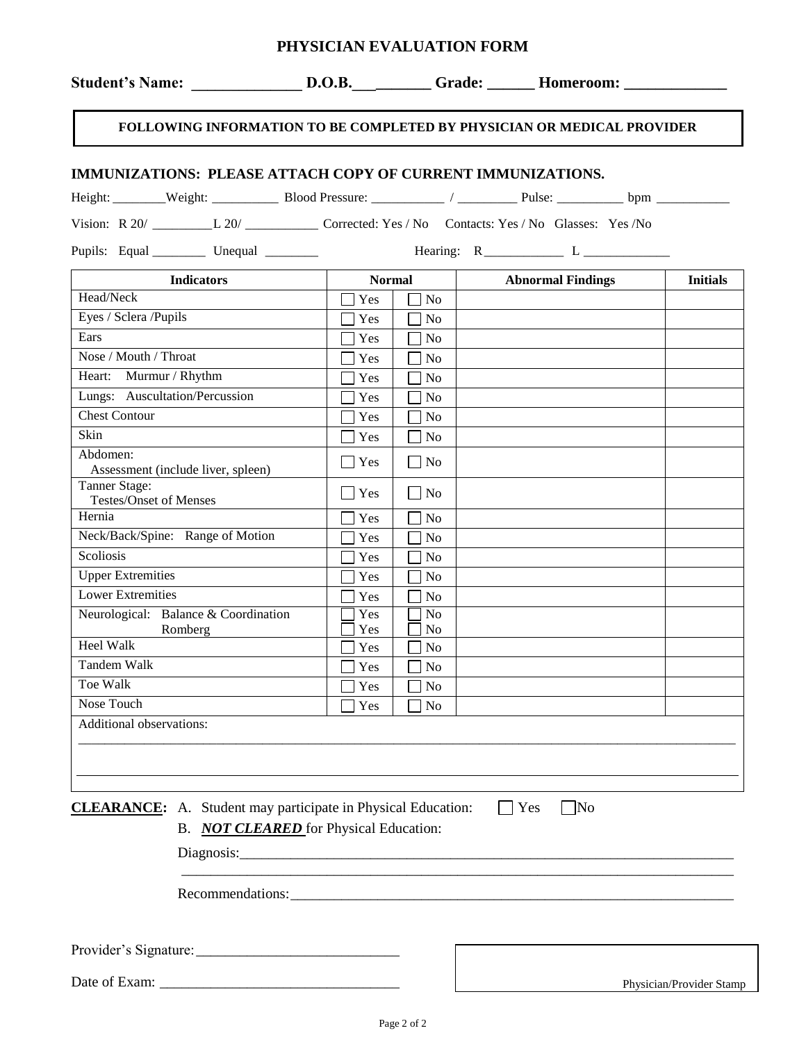# PHYSICIAN EVALUATION FORM

**Student's Name: ______________ D.O.B.___\_______ Grade: ______ Homeroom: _____________**

**FOLLOWING INFORMATION TO BE COMPLETED BY PHYSICIAN OR MEDICAL PROVIDER**

## IMMUNIZATIONS: PLEASE ATTACH COPY OF CURRENT IMMUNIZATIONS.

Height: ________Weight: __________ Blood Pressure: ___________ / _________ Pulse: __________ bpm ___________

Vision: R 20/ _________L 20/ ___________ Corrected: Yes / No Contacts: Yes / No Glasses: Yes /No

Pupils: Equal ________ Unequal ________ Hearing: R____________ L _____________

| Indicators | Normal | | Abnormal Findings | Initials |
|---|---|---|---|---|
| Head/Neck | ☐ Yes | ☐ No | | |
| Eyes / Sclera /Pupils | ☐ Yes | ☐ No | | |
| Ears | ☐ Yes | ☐ No | | |
| Nose / Mouth / Throat | ☐ Yes | ☐ No | | |
| Heart: Murmur / Rhythm | ☐ Yes | ☐ No | | |
| Lungs: Auscultation/Percussion | ☐ Yes | ☐ No | | |
| Chest Contour | ☐ Yes | ☐ No | | |
| Skin | ☐ Yes | ☐ No | | |
| Abdomen: Assessment (include liver, spleen) | ☐ Yes | ☐ No | | |
| Tanner Stage: Testes/Onset of Menses | ☐ Yes | ☐ No | | |
| Hernia | ☐ Yes | ☐ No | | |
| Neck/Back/Spine: Range of Motion | ☐ Yes | ☐ No | | |
| Scoliosis | ☐ Yes | ☐ No | | |
| Upper Extremities | ☐ Yes | ☐ No | | |
| Lower Extremities | ☐ Yes | ☐ No | | |
| Neurological: Balance & Coordination<br>Romberg | ☐ Yes<br>☐ Yes | ☐ No<br>☐ No | | |
| Heel Walk | ☐ Yes | ☐ No | | |
| Tandem Walk | ☐ Yes | ☐ No | | |
| Toe Walk | ☐ Yes | ☐ No | | |
| Nose Touch | ☐ Yes | ☐ No | | |

Additional observations:

_____________________________________________________________________________________________

_____________________________________________________________________________________________

**CLEARANCE:** A. Student may participate in Physical Education: ☐ Yes ☐ No

B. ***NOT CLEARED*** for Physical Education:

Diagnosis:_________________________________________________________________________

___________________________________________________________________________________

Recommendations:_________________________________________________________________

Provider's Signature:_____________________________

Date of Exam: _________________________________

Physician/Provider Stamp